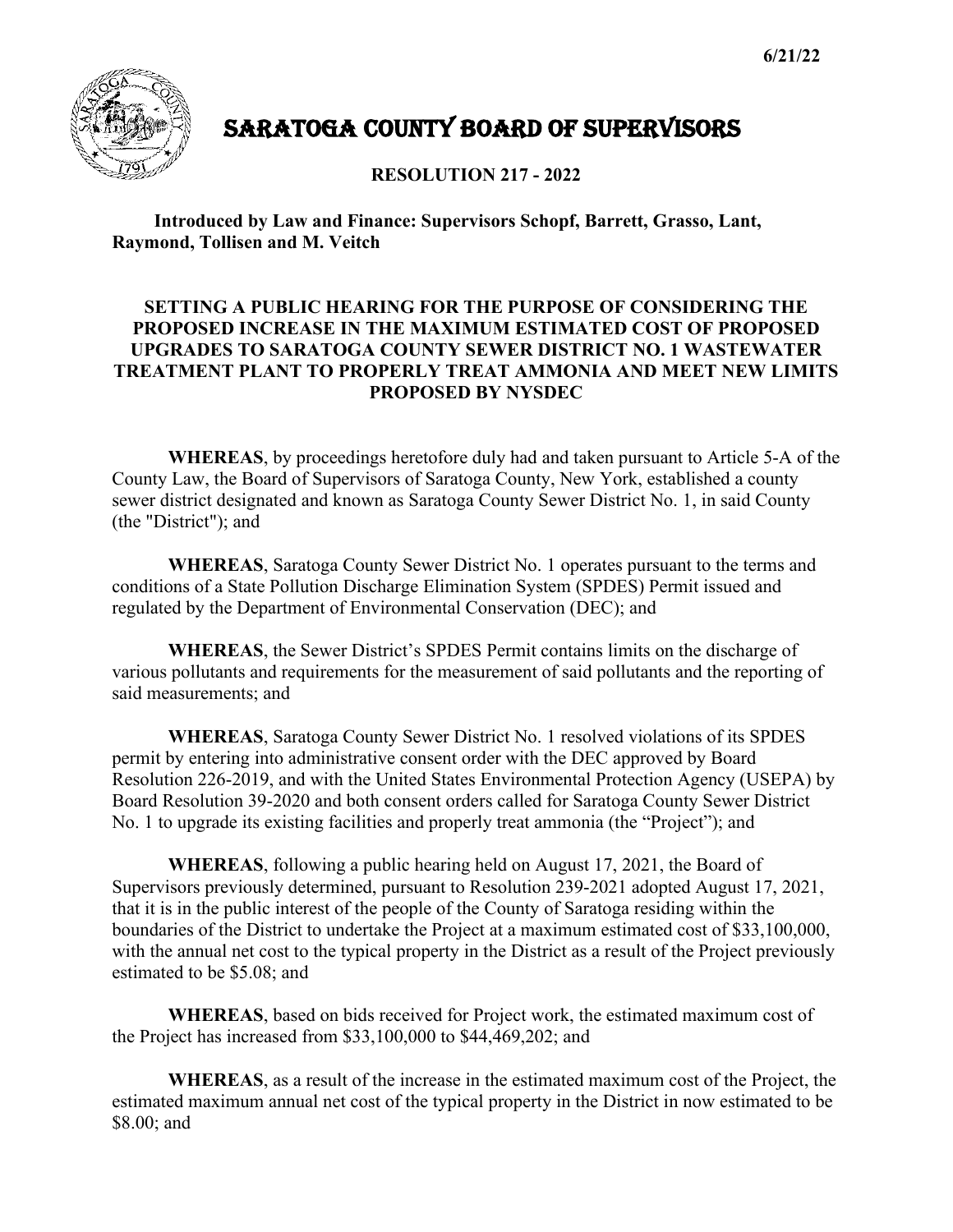6/21/22

# SARATOGA COUNTY BOARD OF SUPERVISORS

## RESOLUTION 217 - 2022

**Introduced by Law and Finance: Supervisors Schopf, Barrett, Grasso, Lant, Raymond, Tollisen and M. Veitch**

### SETTING A PUBLIC HEARING FOR THE PURPOSE OF CONSIDERING THE PROPOSED INCREASE IN THE MAXIMUM ESTIMATED COST OF PROPOSED UPGRADES TO SARATOGA COUNTY SEWER DISTRICT NO. 1 WASTEWATER TREATMENT PLANT TO PROPERLY TREAT AMMONIA AND MEET NEW LIMITS PROPOSED BY NYSDEC

**WHEREAS**, by proceedings heretofore duly had and taken pursuant to Article 5-A of the County Law, the Board of Supervisors of Saratoga County, New York, established a county sewer district designated and known as Saratoga County Sewer District No. 1, in said County (the "District"); and

**WHEREAS**, Saratoga County Sewer District No. 1 operates pursuant to the terms and conditions of a State Pollution Discharge Elimination System (SPDES) Permit issued and regulated by the Department of Environmental Conservation (DEC); and

**WHEREAS**, the Sewer District's SPDES Permit contains limits on the discharge of various pollutants and requirements for the measurement of said pollutants and the reporting of said measurements; and

**WHEREAS**, Saratoga County Sewer District No. 1 resolved violations of its SPDES permit by entering into administrative consent order with the DEC approved by Board Resolution 226-2019, and with the United States Environmental Protection Agency (USEPA) by Board Resolution 39-2020 and both consent orders called for Saratoga County Sewer District No. 1 to upgrade its existing facilities and properly treat ammonia (the "Project"); and

**WHEREAS**, following a public hearing held on August 17, 2021, the Board of Supervisors previously determined, pursuant to Resolution 239-2021 adopted August 17, 2021, that it is in the public interest of the people of the County of Saratoga residing within the boundaries of the District to undertake the Project at a maximum estimated cost of $33,100,000, with the annual net cost to the typical property in the District as a result of the Project previously estimated to be $5.08; and

**WHEREAS**, based on bids received for Project work, the estimated maximum cost of the Project has increased from $33,100,000 to $44,469,202; and

**WHEREAS**, as a result of the increase in the estimated maximum cost of the Project, the estimated maximum annual net cost of the typical property in the District in now estimated to be $8.00; and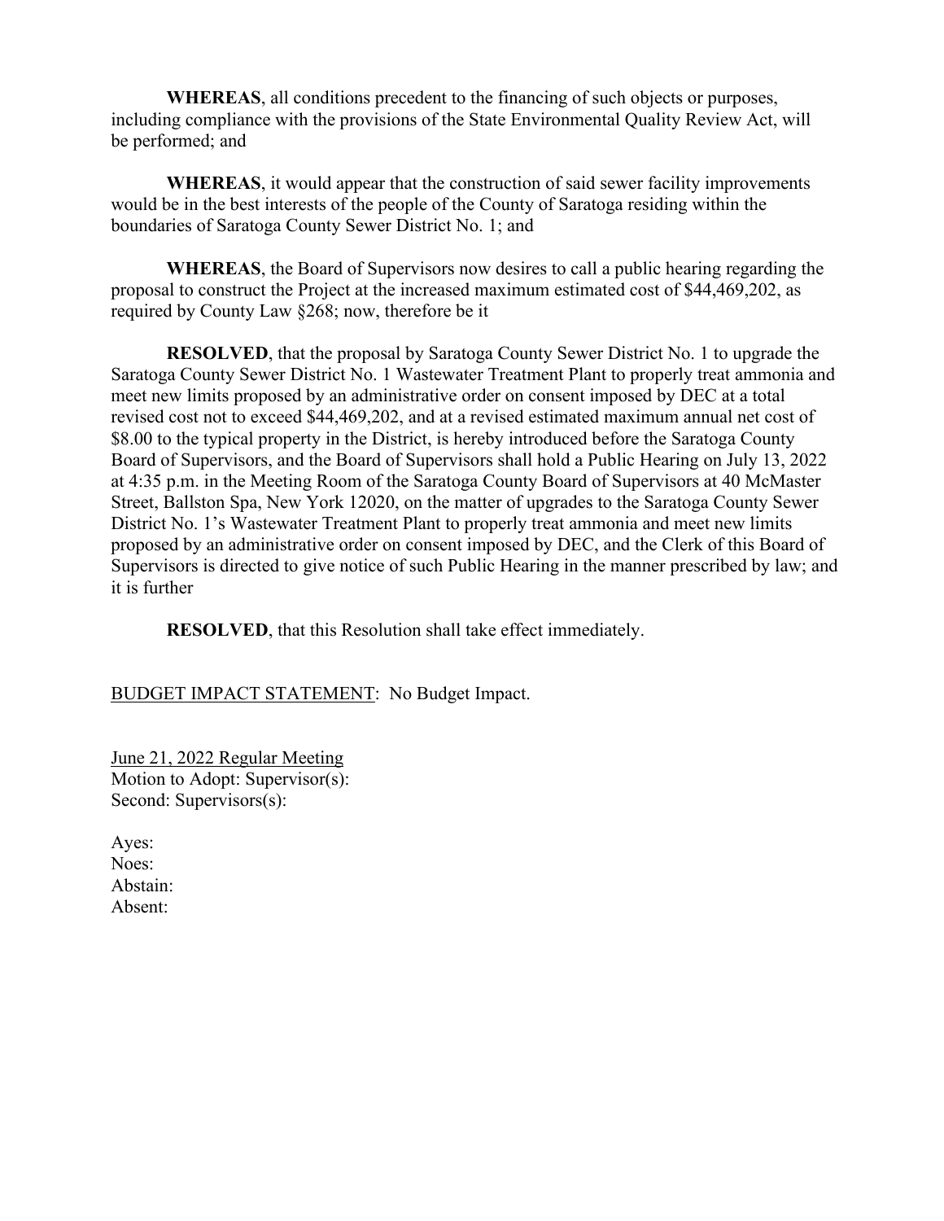**WHEREAS**, all conditions precedent to the financing of such objects or purposes, including compliance with the provisions of the State Environmental Quality Review Act, will be performed; and

**WHEREAS**, it would appear that the construction of said sewer facility improvements would be in the best interests of the people of the County of Saratoga residing within the boundaries of Saratoga County Sewer District No. 1; and

**WHEREAS**, the Board of Supervisors now desires to call a public hearing regarding the proposal to construct the Project at the increased maximum estimated cost of $44,469,202, as required by County Law §268; now, therefore be it

**RESOLVED**, that the proposal by Saratoga County Sewer District No. 1 to upgrade the Saratoga County Sewer District No. 1 Wastewater Treatment Plant to properly treat ammonia and meet new limits proposed by an administrative order on consent imposed by DEC at a total revised cost not to exceed $44,469,202, and at a revised estimated maximum annual net cost of $8.00 to the typical property in the District, is hereby introduced before the Saratoga County Board of Supervisors, and the Board of Supervisors shall hold a Public Hearing on July 13, 2022 at 4:35 p.m. in the Meeting Room of the Saratoga County Board of Supervisors at 40 McMaster Street, Ballston Spa, New York 12020, on the matter of upgrades to the Saratoga County Sewer District No. 1's Wastewater Treatment Plant to properly treat ammonia and meet new limits proposed by an administrative order on consent imposed by DEC, and the Clerk of this Board of Supervisors is directed to give notice of such Public Hearing in the manner prescribed by law; and it is further

**RESOLVED**, that this Resolution shall take effect immediately.

<u>BUDGET IMPACT STATEMENT</u>: No Budget Impact.

<u>June 21, 2022 Regular Meeting</u>
Motion to Adopt: Supervisor(s):
Second: Supervisors(s):

Ayes:
Noes:
Abstain:
Absent: